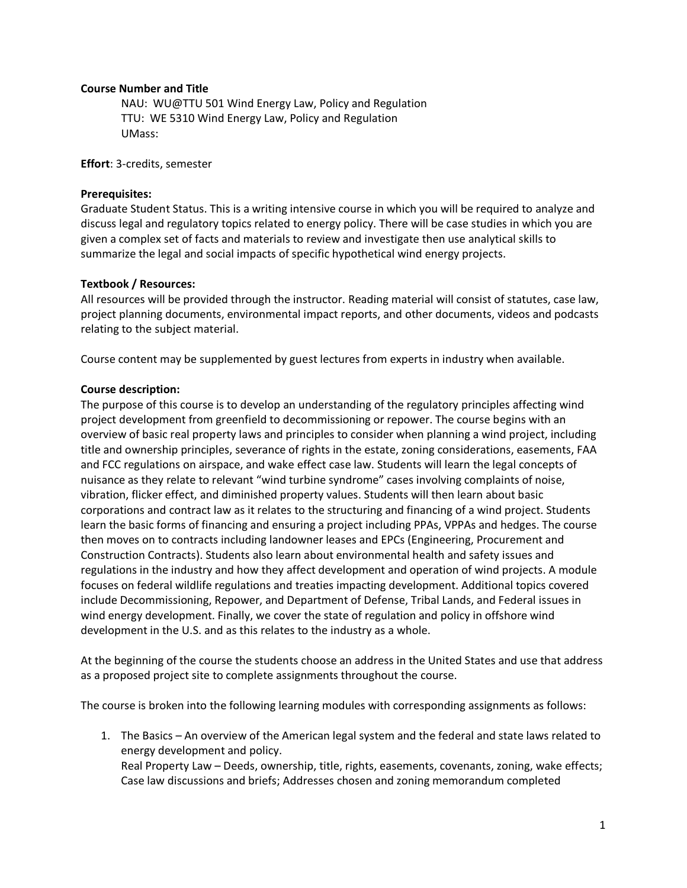**Course Number and Title**

NAU: WU@TTU 501 Wind Energy Law, Policy and Regulation
TTU: WE 5310 Wind Energy Law, Policy and Regulation
UMass:

**Effort**: 3-credits, semester

**Prerequisites:**

Graduate Student Status. This is a writing intensive course in which you will be required to analyze and discuss legal and regulatory topics related to energy policy. There will be case studies in which you are given a complex set of facts and materials to review and investigate then use analytical skills to summarize the legal and social impacts of specific hypothetical wind energy projects.

**Textbook / Resources:**

All resources will be provided through the instructor. Reading material will consist of statutes, case law, project planning documents, environmental impact reports, and other documents, videos and podcasts relating to the subject material.

Course content may be supplemented by guest lectures from experts in industry when available.

**Course description:**

The purpose of this course is to develop an understanding of the regulatory principles affecting wind project development from greenfield to decommissioning or repower. The course begins with an overview of basic real property laws and principles to consider when planning a wind project, including title and ownership principles, severance of rights in the estate, zoning considerations, easements, FAA and FCC regulations on airspace, and wake effect case law. Students will learn the legal concepts of nuisance as they relate to relevant "wind turbine syndrome" cases involving complaints of noise, vibration, flicker effect, and diminished property values. Students will then learn about basic corporations and contract law as it relates to the structuring and financing of a wind project. Students learn the basic forms of financing and ensuring a project including PPAs, VPPAs and hedges. The course then moves on to contracts including landowner leases and EPCs (Engineering, Procurement and Construction Contracts). Students also learn about environmental health and safety issues and regulations in the industry and how they affect development and operation of wind projects. A module focuses on federal wildlife regulations and treaties impacting development. Additional topics covered include Decommissioning, Repower, and Department of Defense, Tribal Lands, and Federal issues in wind energy development. Finally, we cover the state of regulation and policy in offshore wind development in the U.S. and as this relates to the industry as a whole.

At the beginning of the course the students choose an address in the United States and use that address as a proposed project site to complete assignments throughout the course.

The course is broken into the following learning modules with corresponding assignments as follows:

1. The Basics – An overview of the American legal system and the federal and state laws related to energy development and policy.
   Real Property Law – Deeds, ownership, title, rights, easements, covenants, zoning, wake effects; Case law discussions and briefs; Addresses chosen and zoning memorandum completed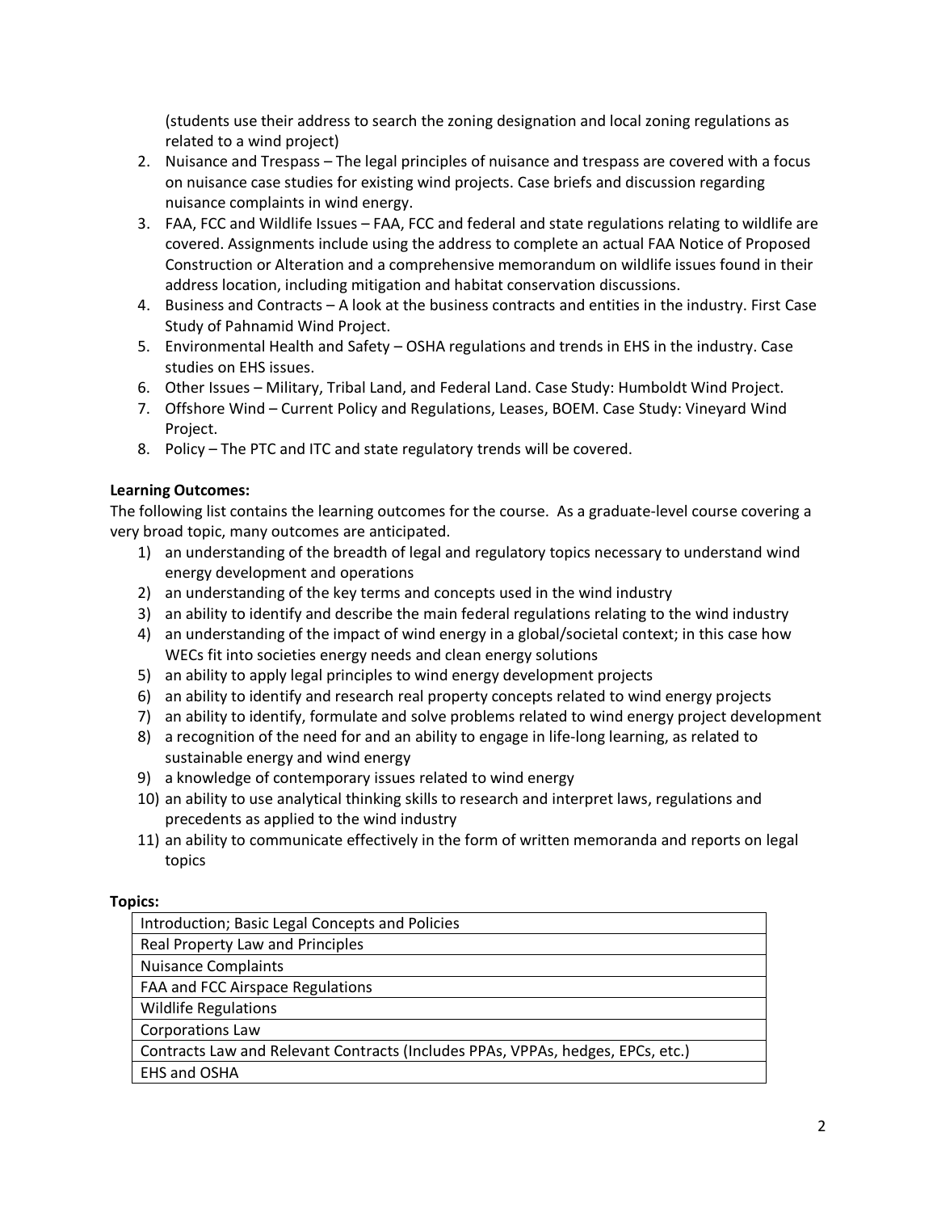(students use their address to search the zoning designation and local zoning regulations as related to a wind project)

2. Nuisance and Trespass – The legal principles of nuisance and trespass are covered with a focus on nuisance case studies for existing wind projects. Case briefs and discussion regarding nuisance complaints in wind energy.
3. FAA, FCC and Wildlife Issues – FAA, FCC and federal and state regulations relating to wildlife are covered. Assignments include using the address to complete an actual FAA Notice of Proposed Construction or Alteration and a comprehensive memorandum on wildlife issues found in their address location, including mitigation and habitat conservation discussions.
4. Business and Contracts – A look at the business contracts and entities in the industry. First Case Study of Pahnamid Wind Project.
5. Environmental Health and Safety – OSHA regulations and trends in EHS in the industry. Case studies on EHS issues.
6. Other Issues – Military, Tribal Land, and Federal Land. Case Study: Humboldt Wind Project.
7. Offshore Wind – Current Policy and Regulations, Leases, BOEM. Case Study: Vineyard Wind Project.
8. Policy – The PTC and ITC and state regulatory trends will be covered.

**Learning Outcomes:**

The following list contains the learning outcomes for the course. As a graduate-level course covering a very broad topic, many outcomes are anticipated.

1) an understanding of the breadth of legal and regulatory topics necessary to understand wind energy development and operations
2) an understanding of the key terms and concepts used in the wind industry
3) an ability to identify and describe the main federal regulations relating to the wind industry
4) an understanding of the impact of wind energy in a global/societal context; in this case how WECs fit into societies energy needs and clean energy solutions
5) an ability to apply legal principles to wind energy development projects
6) an ability to identify and research real property concepts related to wind energy projects
7) an ability to identify, formulate and solve problems related to wind energy project development
8) a recognition of the need for and an ability to engage in life-long learning, as related to sustainable energy and wind energy
9) a knowledge of contemporary issues related to wind energy
10) an ability to use analytical thinking skills to research and interpret laws, regulations and precedents as applied to the wind industry
11) an ability to communicate effectively in the form of written memoranda and reports on legal topics

**Topics:**

| Introduction; Basic Legal Concepts and Policies |
|---|
| Real Property Law and Principles |
| Nuisance Complaints |
| FAA and FCC Airspace Regulations |
| Wildlife Regulations |
| Corporations Law |
| Contracts Law and Relevant Contracts (Includes PPAs, VPPAs, hedges, EPCs, etc.) |
| EHS and OSHA |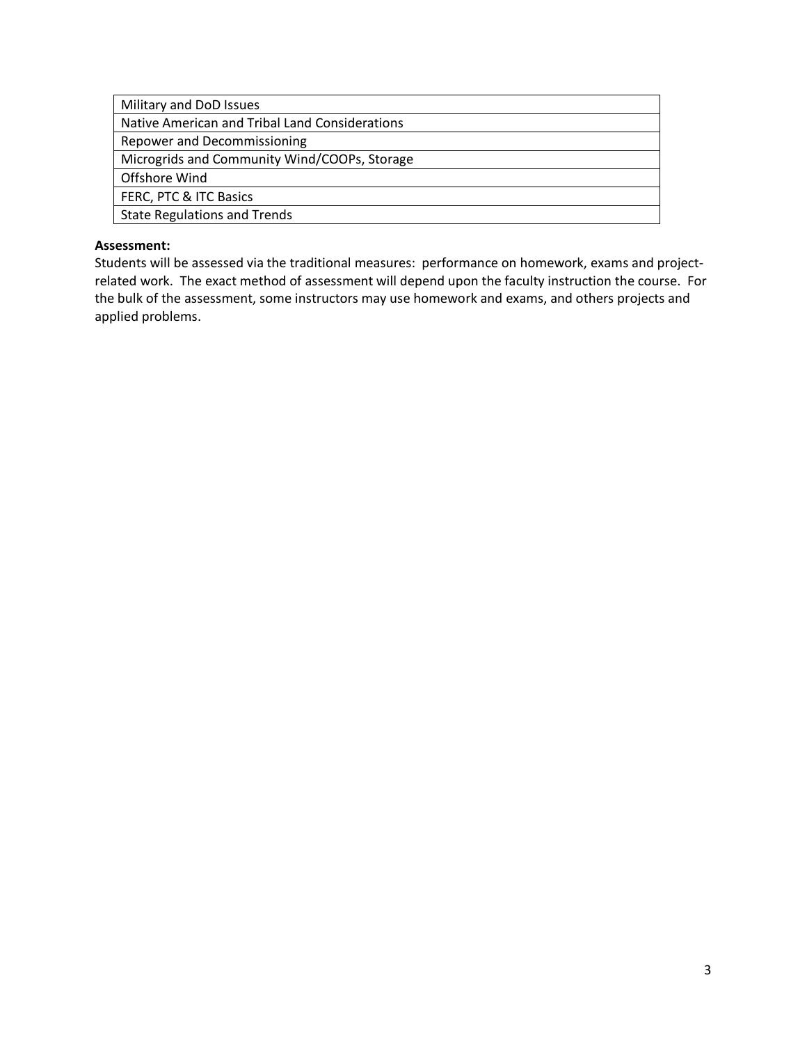| |
|---|
| Military and DoD Issues |
| Native American and Tribal Land Considerations |
| Repower and Decommissioning |
| Microgrids and Community Wind/COOPs, Storage |
| Offshore Wind |
| FERC, PTC & ITC Basics |
| State Regulations and Trends |

**Assessment:**

Students will be assessed via the traditional measures: performance on homework, exams and project-related work. The exact method of assessment will depend upon the faculty instruction the course. For the bulk of the assessment, some instructors may use homework and exams, and others projects and applied problems.